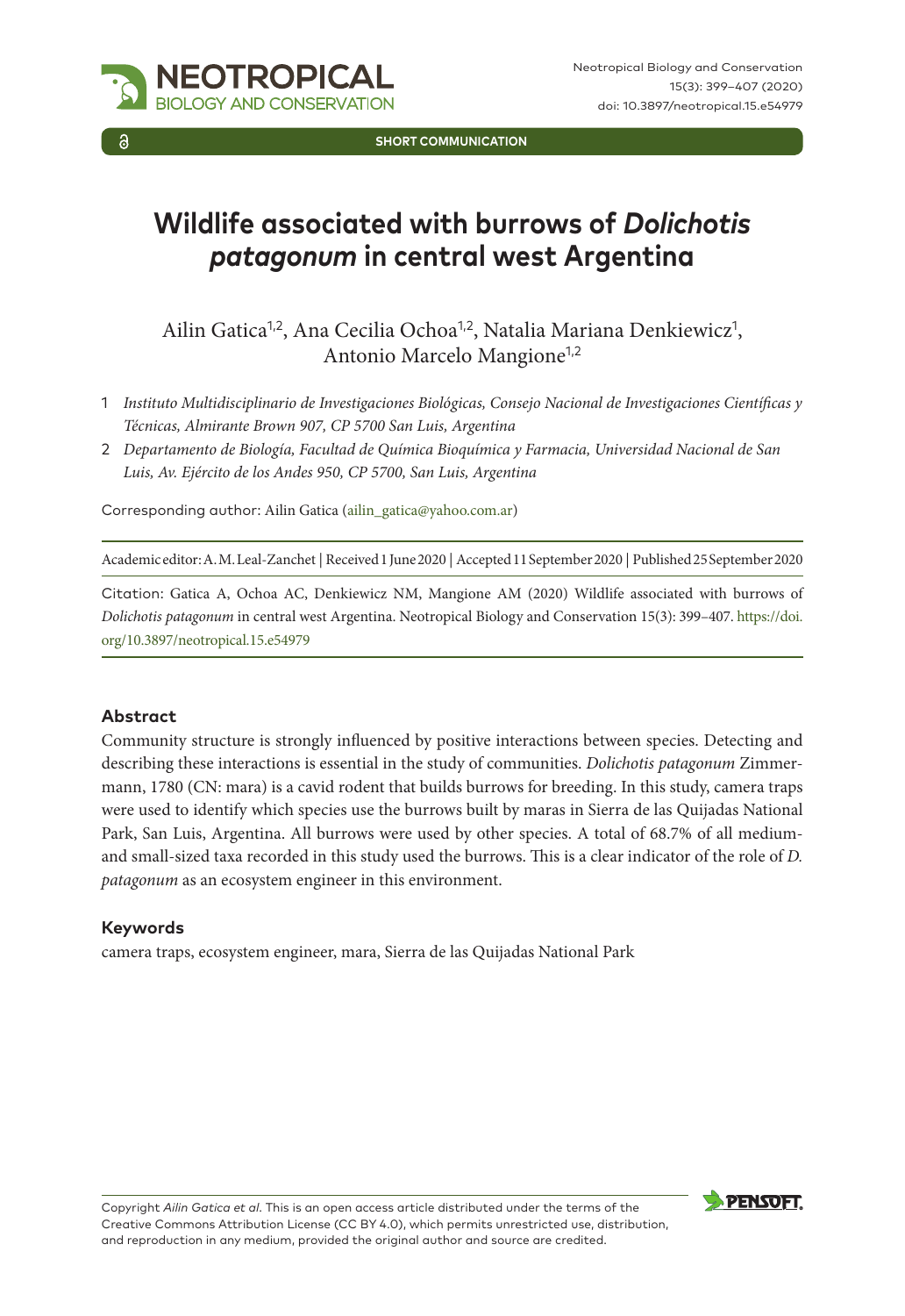SHORT COMMUNICATION

# Wildlife associated with burrows of *Dolichotis patagonum* in central west Argentina

Ailin Gatica[1,2], Ana Cecilia Ochoa[1,2], Natalia Mariana Denkiewicz[1], Antonio Marcelo Mangione[1,2]

1 *Instituto Multidisciplinario de Investigaciones Biológicas, Consejo Nacional de Investigaciones Científicas y Técnicas, Almirante Brown 907, CP 5700 San Luis, Argentina*

2 *Departamento de Biología, Facultad de Química Bioquímica y Farmacia, Universidad Nacional de San Luis, Av. Ejército de los Andes 950, CP 5700, San Luis, Argentina*

Corresponding author: Ailin Gatica (ailin_gatica@yahoo.com.ar)

Academic editor: A. M. Leal-Zanchet | Received 1 June 2020 | Accepted 11 September 2020 | Published 25 September 2020

Citation: Gatica A, Ochoa AC, Denkiewicz NM, Mangione AM (2020) Wildlife associated with burrows of *Dolichotis patagonum* in central west Argentina. Neotropical Biology and Conservation 15(3): 399–407. https://doi.org/10.3897/neotropical.15.e54979

## Abstract

Community structure is strongly influenced by positive interactions between species. Detecting and describing these interactions is essential in the study of communities. *Dolichotis patagonum* Zimmermann, 1780 (CN: mara) is a cavid rodent that builds burrows for breeding. In this study, camera traps were used to identify which species use the burrows built by maras in Sierra de las Quijadas National Park, San Luis, Argentina. All burrows were used by other species. A total of 68.7% of all medium- and small-sized taxa recorded in this study used the burrows. This is a clear indicator of the role of *D. patagonum* as an ecosystem engineer in this environment.

## Keywords

camera traps, ecosystem engineer, mara, Sierra de las Quijadas National Park

Copyright *Ailin Gatica et al.* This is an open access article distributed under the terms of the Creative Commons Attribution License (CC BY 4.0), which permits unrestricted use, distribution, and reproduction in any medium, provided the original author and source are credited.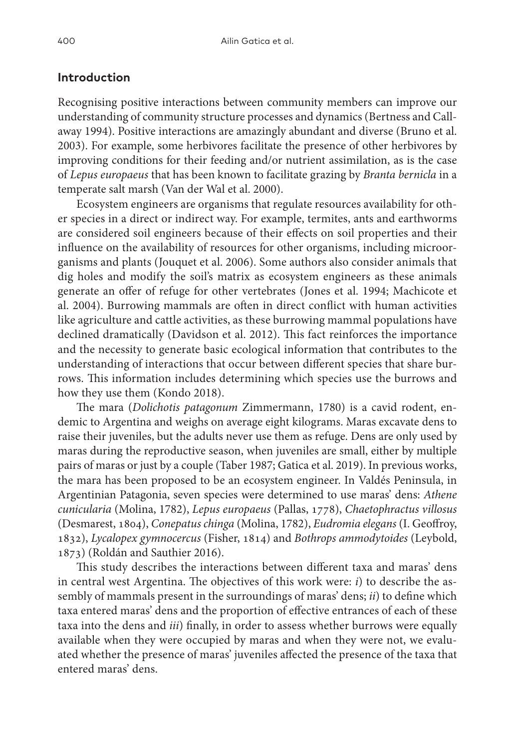## Introduction

Recognising positive interactions between community members can improve our understanding of community structure processes and dynamics (Bertness and Callaway 1994). Positive interactions are amazingly abundant and diverse (Bruno et al. 2003). For example, some herbivores facilitate the presence of other herbivores by improving conditions for their feeding and/or nutrient assimilation, as is the case of *Lepus europaeus* that has been known to facilitate grazing by *Branta bernicla* in a temperate salt marsh (Van der Wal et al. 2000).

Ecosystem engineers are organisms that regulate resources availability for other species in a direct or indirect way. For example, termites, ants and earthworms are considered soil engineers because of their effects on soil properties and their influence on the availability of resources for other organisms, including microorganisms and plants (Jouquet et al. 2006). Some authors also consider animals that dig holes and modify the soil's matrix as ecosystem engineers as these animals generate an offer of refuge for other vertebrates (Jones et al. 1994; Machicote et al. 2004). Burrowing mammals are often in direct conflict with human activities like agriculture and cattle activities, as these burrowing mammal populations have declined dramatically (Davidson et al. 2012). This fact reinforces the importance and the necessity to generate basic ecological information that contributes to the understanding of interactions that occur between different species that share burrows. This information includes determining which species use the burrows and how they use them (Kondo 2018).

The mara (*Dolichotis patagonum* Zimmermann, 1780) is a cavid rodent, endemic to Argentina and weighs on average eight kilograms. Maras excavate dens to raise their juveniles, but the adults never use them as refuge. Dens are only used by maras during the reproductive season, when juveniles are small, either by multiple pairs of maras or just by a couple (Taber 1987; Gatica et al. 2019). In previous works, the mara has been proposed to be an ecosystem engineer. In Valdés Peninsula, in Argentinian Patagonia, seven species were determined to use maras' dens: *Athene cunicularia* (Molina, 1782), *Lepus europaeus* (Pallas, 1778), *Chaetophractus villosus* (Desmarest, 1804), *Conepatus chinga* (Molina, 1782), *Eudromia elegans* (I. Geoffroy, 1832), *Lycalopex gymnocercus* (Fisher, 1814) and *Bothrops ammodytoides* (Leybold, 1873) (Roldán and Sauthier 2016).

This study describes the interactions between different taxa and maras' dens in central west Argentina. The objectives of this work were: *i*) to describe the assembly of mammals present in the surroundings of maras' dens; *ii*) to define which taxa entered maras' dens and the proportion of effective entrances of each of these taxa into the dens and *iii*) finally, in order to assess whether burrows were equally available when they were occupied by maras and when they were not, we evaluated whether the presence of maras' juveniles affected the presence of the taxa that entered maras' dens.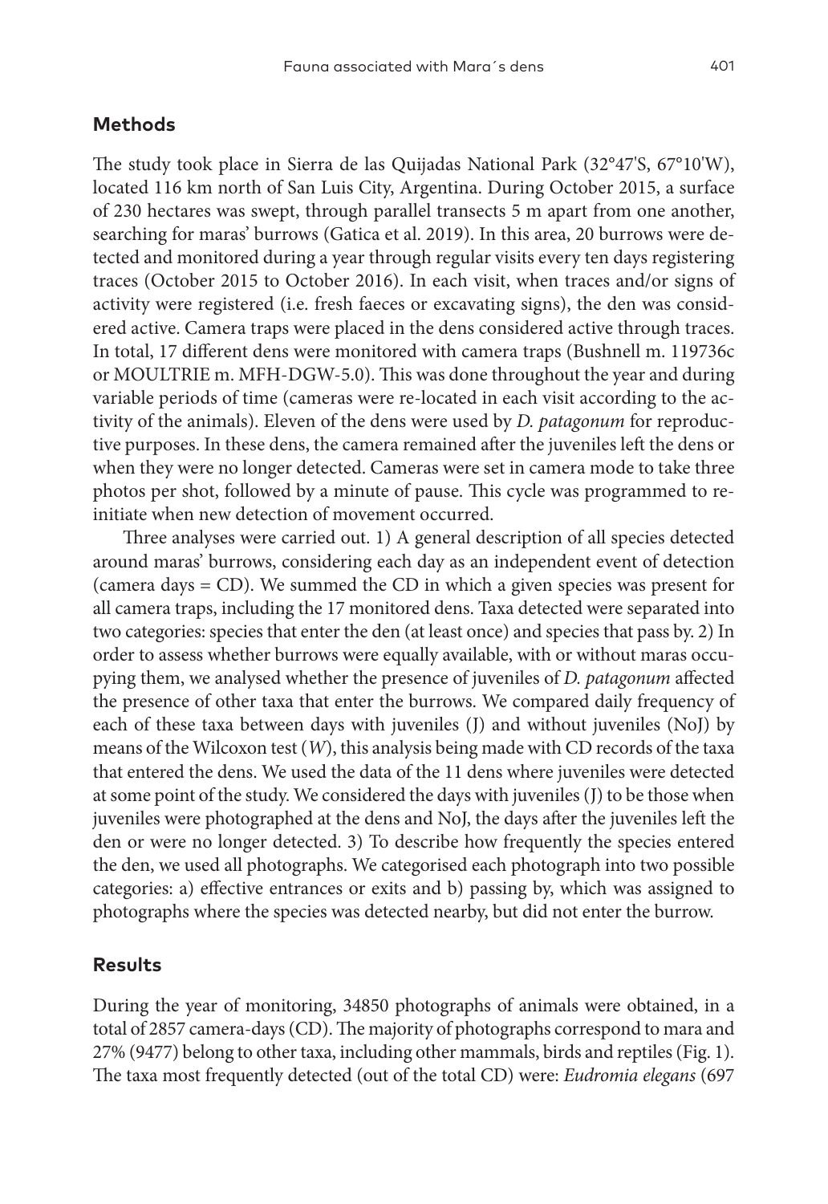## Methods

The study took place in Sierra de las Quijadas National Park (32°47'S, 67°10'W), located 116 km north of San Luis City, Argentina. During October 2015, a surface of 230 hectares was swept, through parallel transects 5 m apart from one another, searching for maras' burrows (Gatica et al. 2019). In this area, 20 burrows were detected and monitored during a year through regular visits every ten days registering traces (October 2015 to October 2016). In each visit, when traces and/or signs of activity were registered (i.e. fresh faeces or excavating signs), the den was considered active. Camera traps were placed in the dens considered active through traces. In total, 17 different dens were monitored with camera traps (Bushnell m. 119736c or MOULTRIE m. MFH-DGW-5.0). This was done throughout the year and during variable periods of time (cameras were re-located in each visit according to the activity of the animals). Eleven of the dens were used by *D. patagonum* for reproductive purposes. In these dens, the camera remained after the juveniles left the dens or when they were no longer detected. Cameras were set in camera mode to take three photos per shot, followed by a minute of pause. This cycle was programmed to re-initiate when new detection of movement occurred.

Three analyses were carried out. 1) A general description of all species detected around maras' burrows, considering each day as an independent event of detection (camera days = CD). We summed the CD in which a given species was present for all camera traps, including the 17 monitored dens. Taxa detected were separated into two categories: species that enter the den (at least once) and species that pass by. 2) In order to assess whether burrows were equally available, with or without maras occupying them, we analysed whether the presence of juveniles of *D. patagonum* affected the presence of other taxa that enter the burrows. We compared daily frequency of each of these taxa between days with juveniles (J) and without juveniles (NoJ) by means of the Wilcoxon test ($W$), this analysis being made with CD records of the taxa that entered the dens. We used the data of the 11 dens where juveniles were detected at some point of the study. We considered the days with juveniles (J) to be those when juveniles were photographed at the dens and NoJ, the days after the juveniles left the den or were no longer detected. 3) To describe how frequently the species entered the den, we used all photographs. We categorised each photograph into two possible categories: a) effective entrances or exits and b) passing by, which was assigned to photographs where the species was detected nearby, but did not enter the burrow.

## Results

During the year of monitoring, 34850 photographs of animals were obtained, in a total of 2857 camera-days (CD). The majority of photographs correspond to mara and 27% (9477) belong to other taxa, including other mammals, birds and reptiles (Fig. 1). The taxa most frequently detected (out of the total CD) were: *Eudromia elegans* (697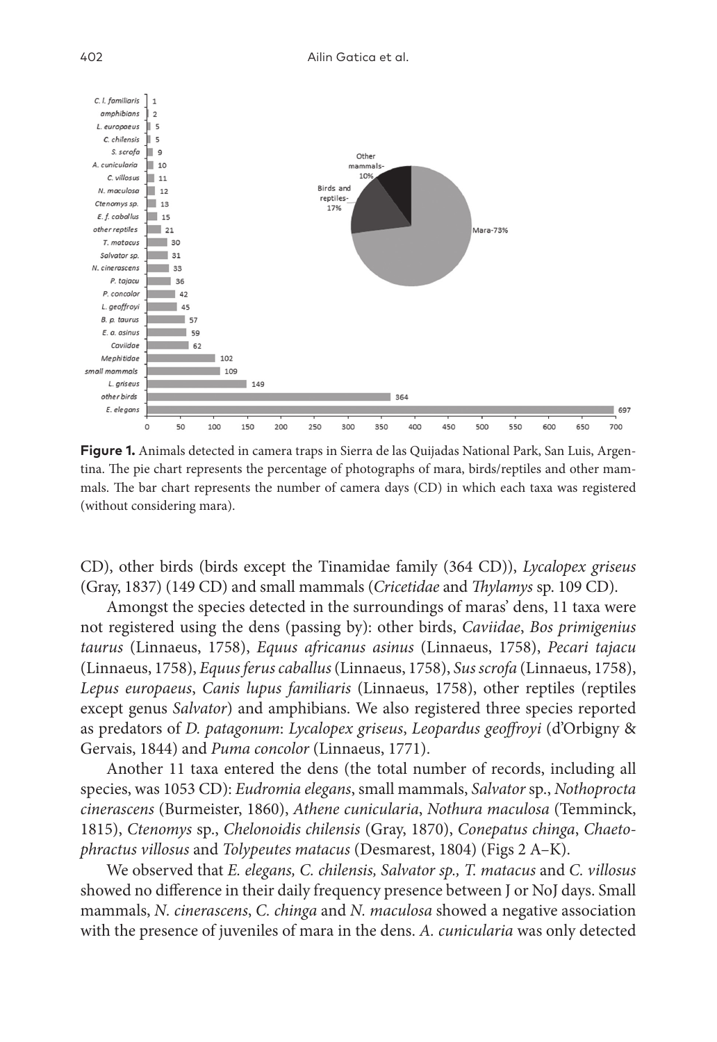**Figure 1.** Animals detected in camera traps in Sierra de las Quijadas National Park, San Luis, Argentina. The pie chart represents the percentage of photographs of mara, birds/reptiles and other mammals. The bar chart represents the number of camera days (CD) in which each taxa was registered (without considering mara).

CD), other birds (birds except the Tinamidae family (364 CD)), *Lycalopex griseus* (Gray, 1837) (149 CD) and small mammals (*Cricetidae* and *Thylamys* sp. 109 CD).

Amongst the species detected in the surroundings of maras' dens, 11 taxa were not registered using the dens (passing by): other birds, *Caviidae*, *Bos primigenius taurus* (Linnaeus, 1758), *Equus africanus asinus* (Linnaeus, 1758), *Pecari tajacu* (Linnaeus, 1758), *Equus ferus caballus* (Linnaeus, 1758), *Sus scrofa* (Linnaeus, 1758), *Lepus europaeus*, *Canis lupus familiaris* (Linnaeus, 1758), other reptiles (reptiles except genus *Salvator*) and amphibians. We also registered three species reported as predators of *D. patagonum*: *Lycalopex griseus*, *Leopardus geoffroyi* (d'Orbigny & Gervais, 1844) and *Puma concolor* (Linnaeus, 1771).

Another 11 taxa entered the dens (the total number of records, including all species, was 1053 CD): *Eudromia elegans*, small mammals, *Salvator* sp., *Nothoprocta cinerascens* (Burmeister, 1860), *Athene cunicularia*, *Nothura maculosa* (Temminck, 1815), *Ctenomys* sp., *Chelonoidis chilensis* (Gray, 1870), *Conepatus chinga*, *Chaetophractus villosus* and *Tolypeutes matacus* (Desmarest, 1804) (Figs 2 A–K).

We observed that *E. elegans, C. chilensis, Salvator sp., T. matacus* and *C. villosus* showed no difference in their daily frequency presence between J or NoJ days. Small mammals, *N. cinerascens*, *C. chinga* and *N. maculosa* showed a negative association with the presence of juveniles of mara in the dens. *A. cunicularia* was only detected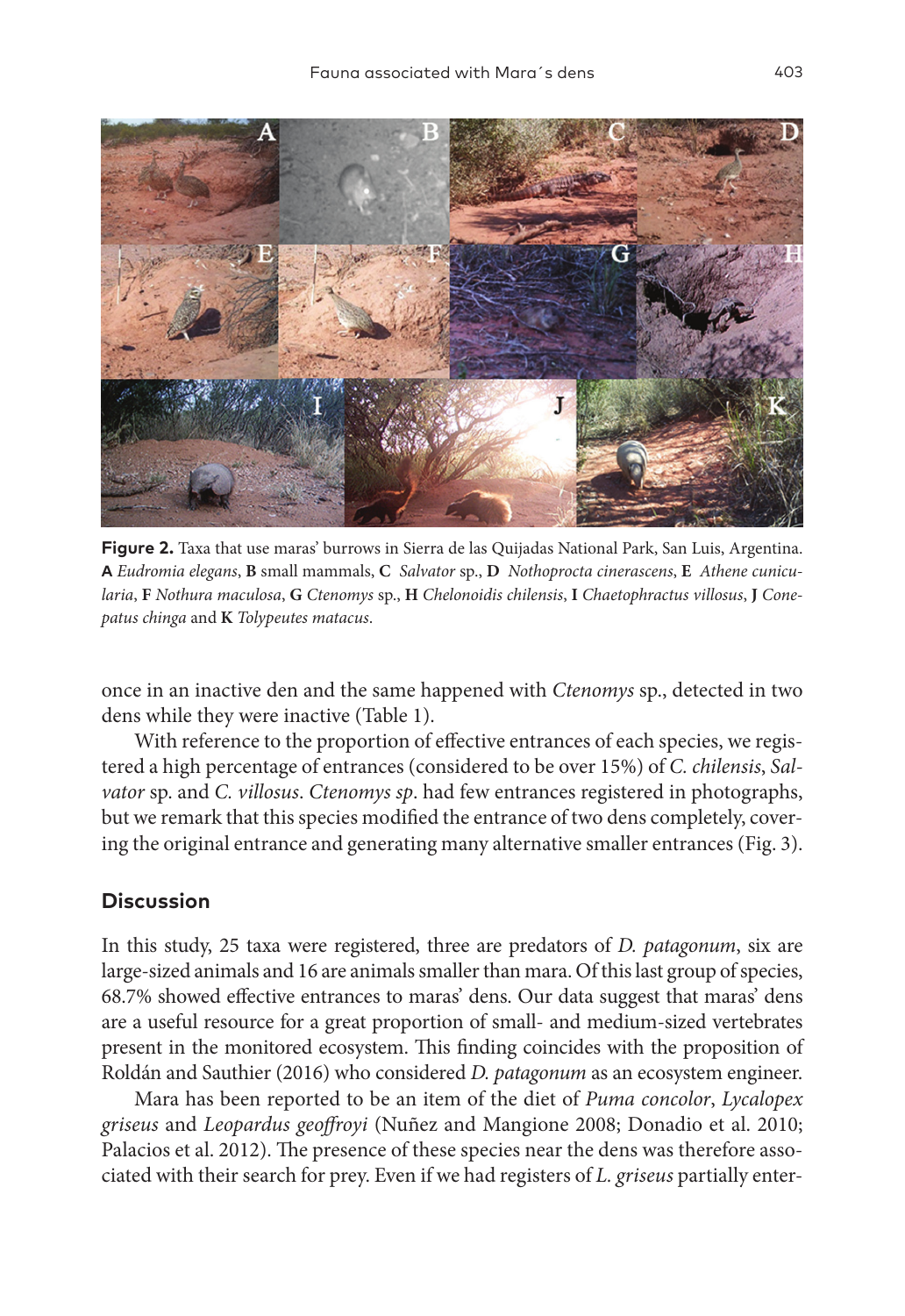**Figure 2.** Taxa that use maras' burrows in Sierra de las Quijadas National Park, San Luis, Argentina. **A** *Eudromia elegans*, **B** small mammals, **C** *Salvator* sp., **D** *Nothoprocta cinerascens*, **E** *Athene cunicularia*, **F** *Nothura maculosa*, **G** *Ctenomys* sp., **H** *Chelonoidis chilensis*, **I** *Chaetophractus villosus*, **J** *Conepatus chinga* and **K** *Tolypeutes matacus*.

once in an inactive den and the same happened with *Ctenomys* sp., detected in two dens while they were inactive (Table 1).

With reference to the proportion of effective entrances of each species, we registered a high percentage of entrances (considered to be over 15%) of *C. chilensis*, *Salvator* sp. and *C. villosus*. *Ctenomys sp*. had few entrances registered in photographs, but we remark that this species modified the entrance of two dens completely, covering the original entrance and generating many alternative smaller entrances (Fig. 3).

## Discussion

In this study, 25 taxa were registered, three are predators of *D. patagonum*, six are large-sized animals and 16 are animals smaller than mara. Of this last group of species, 68.7% showed effective entrances to maras' dens. Our data suggest that maras' dens are a useful resource for a great proportion of small- and medium-sized vertebrates present in the monitored ecosystem. This finding coincides with the proposition of Roldán and Sauthier (2016) who considered *D. patagonum* as an ecosystem engineer.

Mara has been reported to be an item of the diet of *Puma concolor*, *Lycalopex griseus* and *Leopardus geoffroyi* (Nuñez and Mangione 2008; Donadio et al. 2010; Palacios et al. 2012). The presence of these species near the dens was therefore associated with their search for prey. Even if we had registers of *L. griseus* partially enter-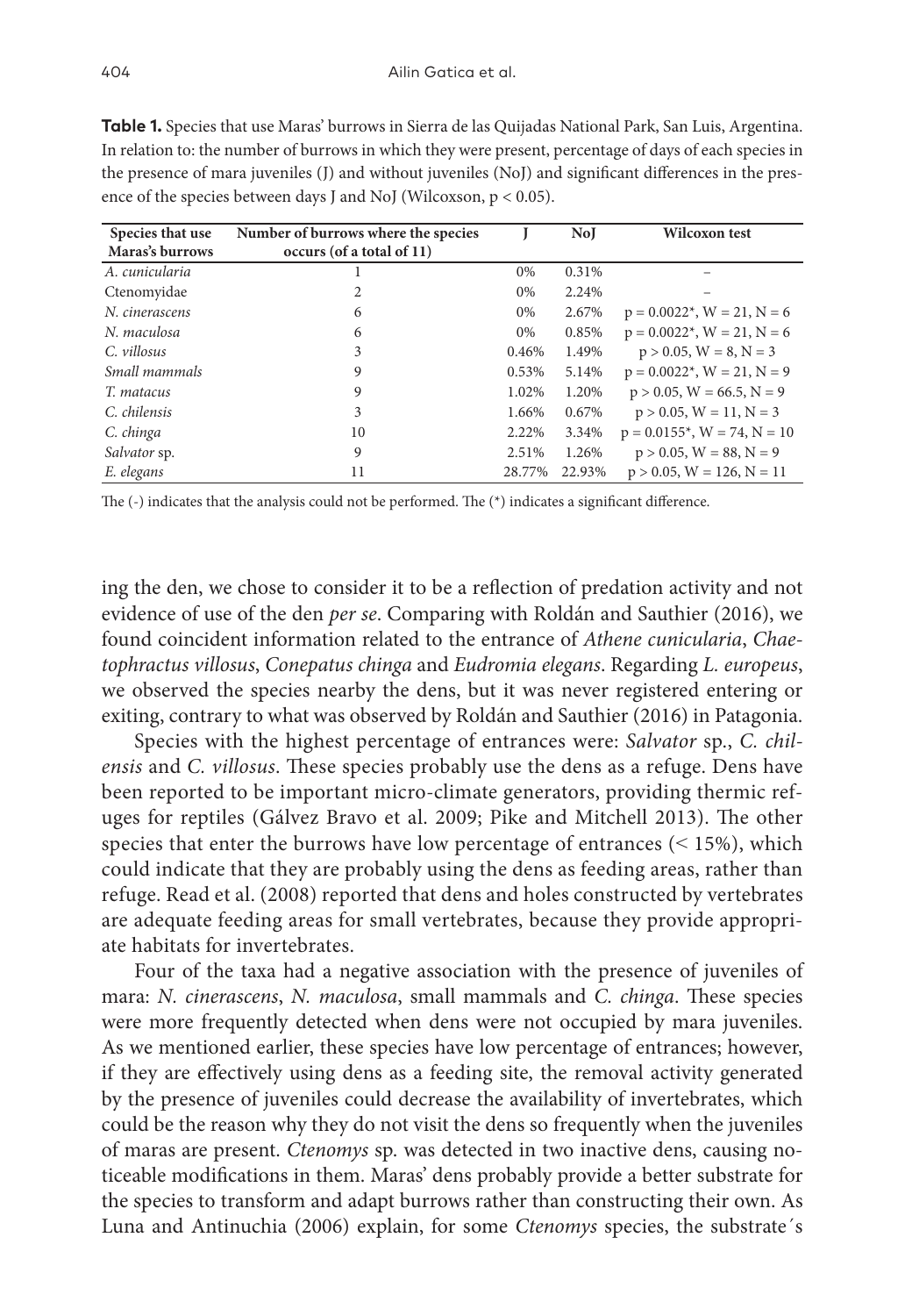**Table 1.** Species that use Maras' burrows in Sierra de las Quijadas National Park, San Luis, Argentina. In relation to: the number of burrows in which they were present, percentage of days of each species in the presence of mara juveniles (J) and without juveniles (NoJ) and significant differences in the presence of the species between days J and NoJ (Wilcoxson, $p < 0.05$).

| Species that use Maras's burrows | Number of burrows where the species occurs (of a total of 11) | J | NoJ | Wilcoxon test |
|---|---|---|---|---|
| *A. cunicularia* | 1 | 0% | 0.31% | – |
| Ctenomyidae | 2 | 0% | 2.24% | – |
| *N. cinerascens* | 6 | 0% | 2.67% | $p = 0.0022^{*}$, $W = 21$, $N = 6$ |
| *N. maculosa* | 6 | 0% | 0.85% | $p = 0.0022^{*}$, $W = 21$, $N = 6$ |
| *C. villosus* | 3 | 0.46% | 1.49% | $p > 0.05$, $W = 8$, $N = 3$ |
| *Small mammals* | 9 | 0.53% | 5.14% | $p = 0.0022^{*}$, $W = 21$, $N = 9$ |
| *T. matacus* | 9 | 1.02% | 1.20% | $p > 0.05$, $W = 66.5$, $N = 9$ |
| *C. chilensis* | 3 | 1.66% | 0.67% | $p > 0.05$, $W = 11$, $N = 3$ |
| *C. chinga* | 10 | 2.22% | 3.34% | $p = 0.0155^{*}$, $W = 74$, $N = 10$ |
| *Salvator* sp. | 9 | 2.51% | 1.26% | $p > 0.05$, $W = 88$, $N = 9$ |
| *E. elegans* | 11 | 28.77% | 22.93% | $p > 0.05$, $W = 126$, $N = 11$ |

The (-) indicates that the analysis could not be performed. The (*) indicates a significant difference.

ing the den, we chose to consider it to be a reflection of predation activity and not evidence of use of the den *per se*. Comparing with Roldán and Sauthier (2016), we found coincident information related to the entrance of *Athene cunicularia*, *Chaetophractus villosus*, *Conepatus chinga* and *Eudromia elegans*. Regarding *L. europeus*, we observed the species nearby the dens, but it was never registered entering or exiting, contrary to what was observed by Roldán and Sauthier (2016) in Patagonia.

Species with the highest percentage of entrances were: *Salvator* sp., *C. chilensis* and *C. villosus*. These species probably use the dens as a refuge. Dens have been reported to be important micro-climate generators, providing thermic refuges for reptiles (Gálvez Bravo et al. 2009; Pike and Mitchell 2013). The other species that enter the burrows have low percentage of entrances (< 15%), which could indicate that they are probably using the dens as feeding areas, rather than refuge. Read et al. (2008) reported that dens and holes constructed by vertebrates are adequate feeding areas for small vertebrates, because they provide appropriate habitats for invertebrates.

Four of the taxa had a negative association with the presence of juveniles of mara: *N. cinerascens*, *N. maculosa*, small mammals and *C. chinga*. These species were more frequently detected when dens were not occupied by mara juveniles. As we mentioned earlier, these species have low percentage of entrances; however, if they are effectively using dens as a feeding site, the removal activity generated by the presence of juveniles could decrease the availability of invertebrates, which could be the reason why they do not visit the dens so frequently when the juveniles of maras are present. *Ctenomys* sp. was detected in two inactive dens, causing noticeable modifications in them. Maras' dens probably provide a better substrate for the species to transform and adapt burrows rather than constructing their own. As Luna and Antinuchia (2006) explain, for some *Ctenomys* species, the substrate´s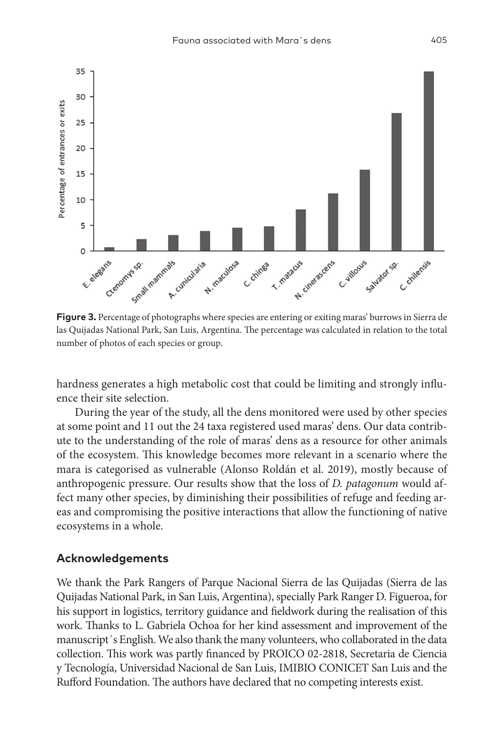**Figure 3.** Percentage of photographs where species are entering or exiting maras' burrows in Sierra de las Quijadas National Park, San Luis, Argentina. The percentage was calculated in relation to the total number of photos of each species or group.

hardness generates a high metabolic cost that could be limiting and strongly influence their site selection.

During the year of the study, all the dens monitored were used by other species at some point and 11 out the 24 taxa registered used maras' dens. Our data contribute to the understanding of the role of maras' dens as a resource for other animals of the ecosystem. This knowledge becomes more relevant in a scenario where the mara is categorised as vulnerable (Alonso Roldán et al. 2019), mostly because of anthropogenic pressure. Our results show that the loss of *D. patagonum* would affect many other species, by diminishing their possibilities of refuge and feeding areas and compromising the positive interactions that allow the functioning of native ecosystems in a whole.

## Acknowledgements

We thank the Park Rangers of Parque Nacional Sierra de las Quijadas (Sierra de las Quijadas National Park, in San Luis, Argentina), specially Park Ranger D. Figueroa, for his support in logistics, territory guidance and fieldwork during the realisation of this work. Thanks to L. Gabriela Ochoa for her kind assessment and improvement of the manuscript´s English. We also thank the many volunteers, who collaborated in the data collection. This work was partly financed by PROICO 02-2818, Secretaria de Ciencia y Tecnología, Universidad Nacional de San Luis, IMIBIO CONICET San Luis and the Rufford Foundation. The authors have declared that no competing interests exist.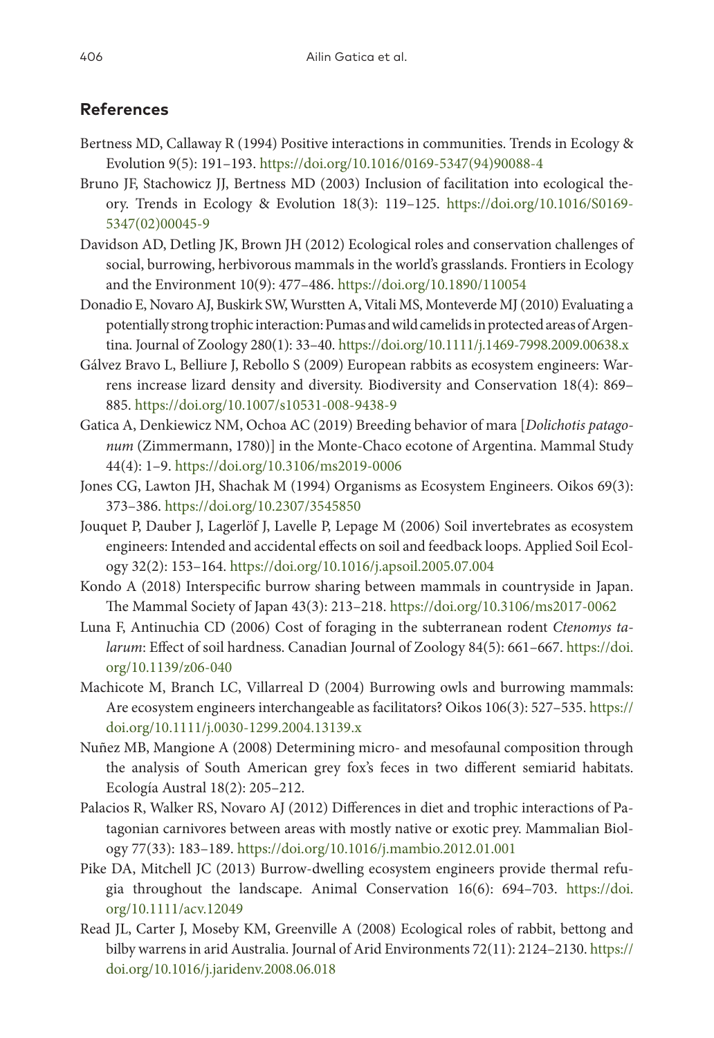## References

Bertness MD, Callaway R (1994) Positive interactions in communities. Trends in Ecology & Evolution 9(5): 191–193. https://doi.org/10.1016/0169-5347(94)90088-4

Bruno JF, Stachowicz JJ, Bertness MD (2003) Inclusion of facilitation into ecological theory. Trends in Ecology & Evolution 18(3): 119–125. https://doi.org/10.1016/S0169-5347(02)00045-9

Davidson AD, Detling JK, Brown JH (2012) Ecological roles and conservation challenges of social, burrowing, herbivorous mammals in the world's grasslands. Frontiers in Ecology and the Environment 10(9): 477–486. https://doi.org/10.1890/110054

Donadio E, Novaro AJ, Buskirk SW, Wurstten A, Vitali MS, Monteverde MJ (2010) Evaluating a potentially strong trophic interaction: Pumas and wild camelids in protected areas of Argentina. Journal of Zoology 280(1): 33–40. https://doi.org/10.1111/j.1469-7998.2009.00638.x

Gálvez Bravo L, Belliure J, Rebollo S (2009) European rabbits as ecosystem engineers: Warrens increase lizard density and diversity. Biodiversity and Conservation 18(4): 869–885. https://doi.org/10.1007/s10531-008-9438-9

Gatica A, Denkiewicz NM, Ochoa AC (2019) Breeding behavior of mara [*Dolichotis patagonum* (Zimmermann, 1780)] in the Monte-Chaco ecotone of Argentina. Mammal Study 44(4): 1–9. https://doi.org/10.3106/ms2019-0006

Jones CG, Lawton JH, Shachak M (1994) Organisms as Ecosystem Engineers. Oikos 69(3): 373–386. https://doi.org/10.2307/3545850

Jouquet P, Dauber J, Lagerlöf J, Lavelle P, Lepage M (2006) Soil invertebrates as ecosystem engineers: Intended and accidental effects on soil and feedback loops. Applied Soil Ecology 32(2): 153–164. https://doi.org/10.1016/j.apsoil.2005.07.004

Kondo A (2018) Interspecific burrow sharing between mammals in countryside in Japan. The Mammal Society of Japan 43(3): 213–218. https://doi.org/10.3106/ms2017-0062

Luna F, Antinuchia CD (2006) Cost of foraging in the subterranean rodent *Ctenomys talarum*: Effect of soil hardness. Canadian Journal of Zoology 84(5): 661–667. https://doi.org/10.1139/z06-040

Machicote M, Branch LC, Villarreal D (2004) Burrowing owls and burrowing mammals: Are ecosystem engineers interchangeable as facilitators? Oikos 106(3): 527–535. https://doi.org/10.1111/j.0030-1299.2004.13139.x

Nuñez MB, Mangione A (2008) Determining micro- and mesofaunal composition through the analysis of South American grey fox's feces in two different semiarid habitats. Ecología Austral 18(2): 205–212.

Palacios R, Walker RS, Novaro AJ (2012) Differences in diet and trophic interactions of Patagonian carnivores between areas with mostly native or exotic prey. Mammalian Biology 77(33): 183–189. https://doi.org/10.1016/j.mambio.2012.01.001

Pike DA, Mitchell JC (2013) Burrow-dwelling ecosystem engineers provide thermal refugia throughout the landscape. Animal Conservation 16(6): 694–703. https://doi.org/10.1111/acv.12049

Read JL, Carter J, Moseby KM, Greenville A (2008) Ecological roles of rabbit, bettong and bilby warrens in arid Australia. Journal of Arid Environments 72(11): 2124–2130. https://doi.org/10.1016/j.jaridenv.2008.06.018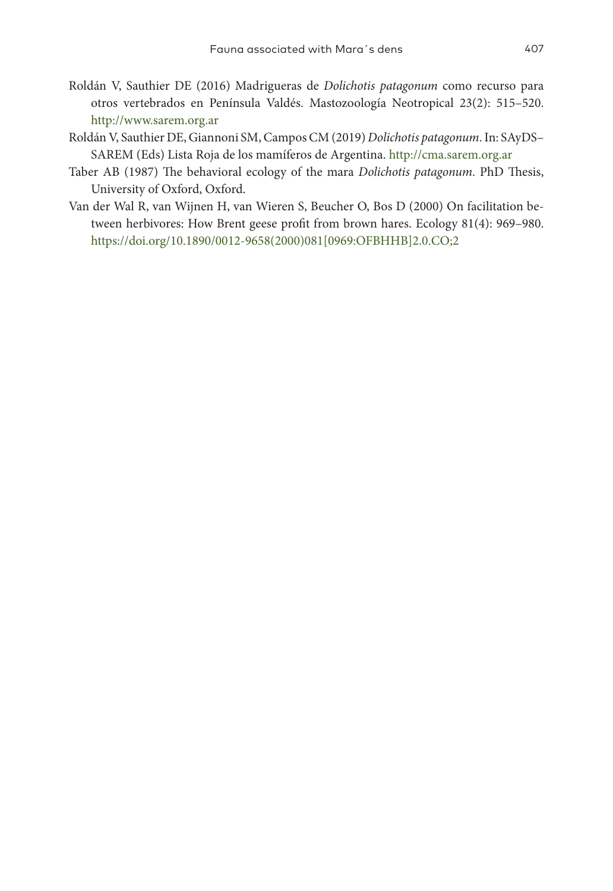Roldán V, Sauthier DE (2016) Madrigueras de *Dolichotis patagonum* como recurso para otros vertebrados en Península Valdés. Mastozoología Neotropical 23(2): 515–520. http://www.sarem.org.ar

Roldán V, Sauthier DE, Giannoni SM, Campos CM (2019) *Dolichotis patagonum*. In: SAyDS–SAREM (Eds) Lista Roja de los mamíferos de Argentina. http://cma.sarem.org.ar

Taber AB (1987) The behavioral ecology of the mara *Dolichotis patagonum*. PhD Thesis, University of Oxford, Oxford.

Van der Wal R, van Wijnen H, van Wieren S, Beucher O, Bos D (2000) On facilitation between herbivores: How Brent geese profit from brown hares. Ecology 81(4): 969–980. https://doi.org/10.1890/0012-9658(2000)081[0969:OFBHHB]2.0.CO;2